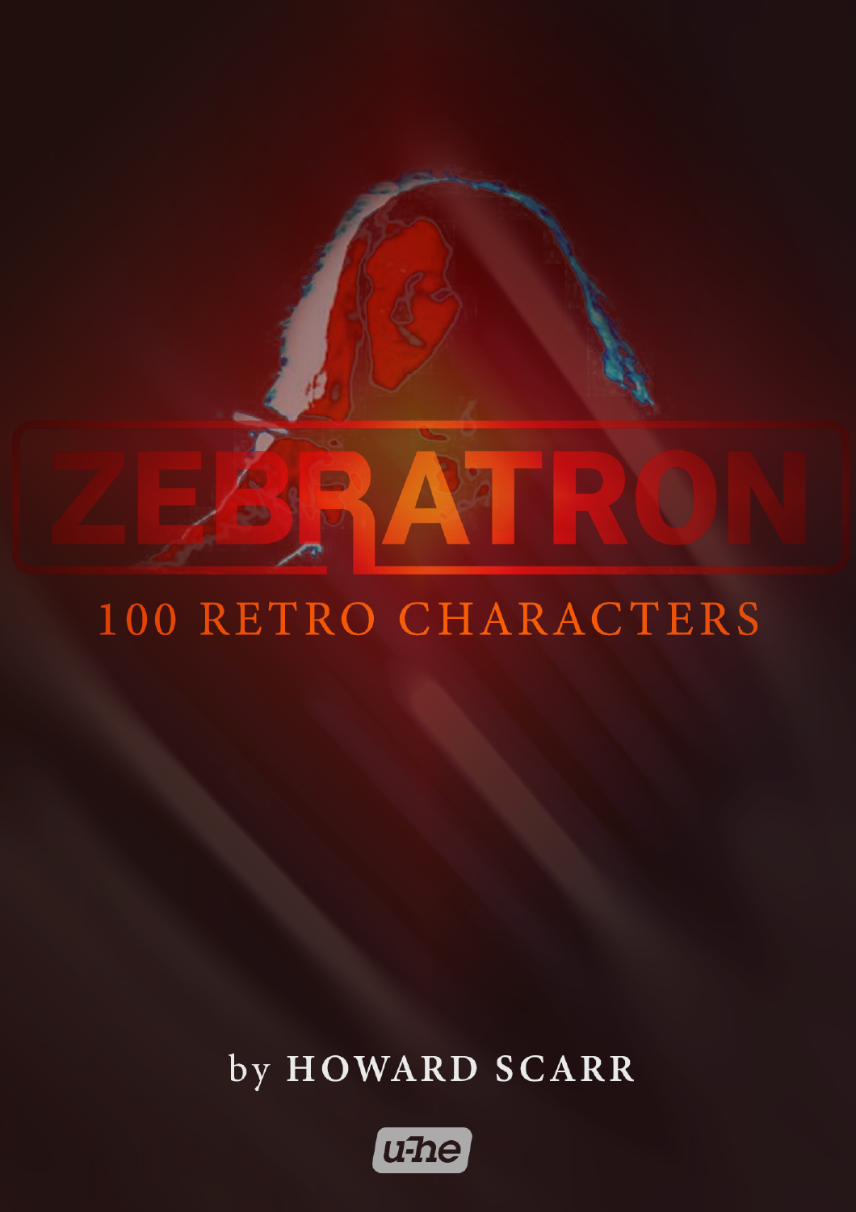# ZEBRATRON

## 100 RETRO CHARACTERS

by **HOWARD SCARR**

u-he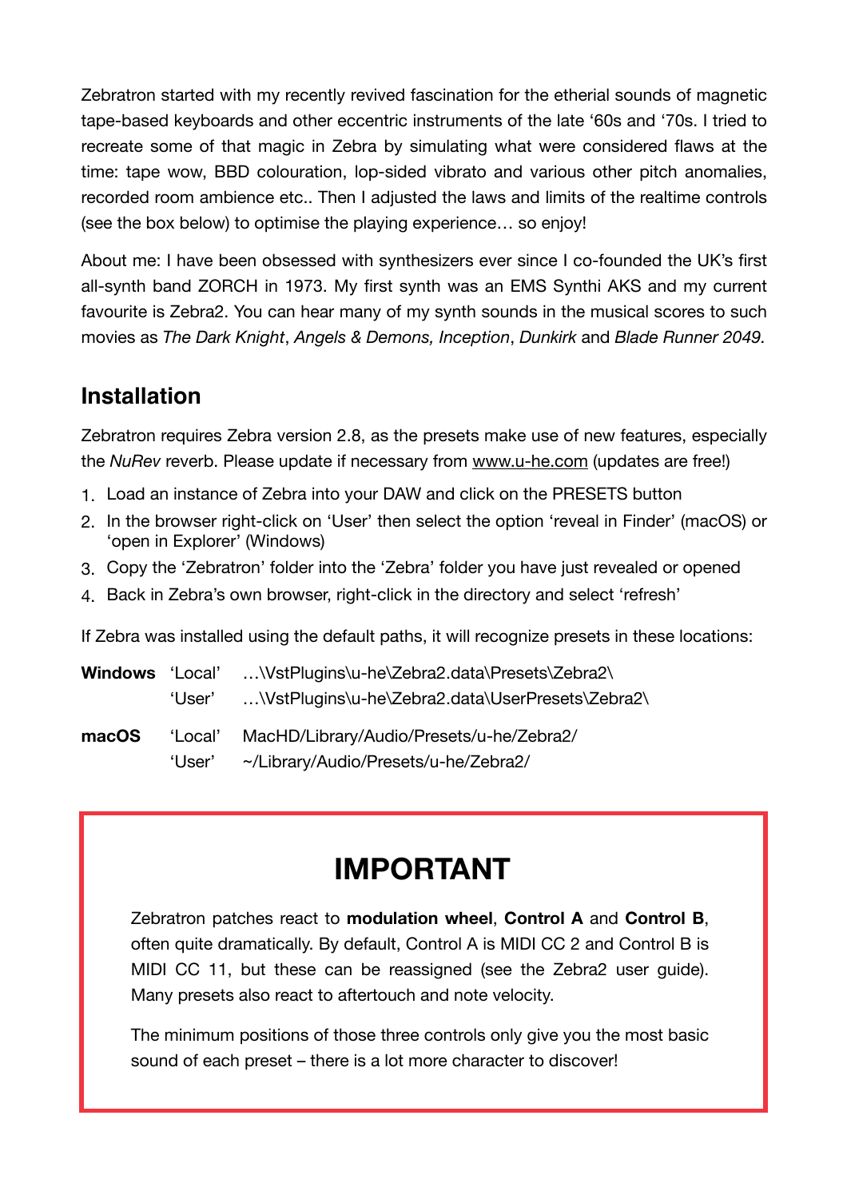Zebratron started with my recently revived fascination for the etherial sounds of magnetic tape-based keyboards and other eccentric instruments of the late '60s and '70s. I tried to recreate some of that magic in Zebra by simulating what were considered flaws at the time: tape wow, BBD colouration, lop-sided vibrato and various other pitch anomalies, recorded room ambience etc.. Then I adjusted the laws and limits of the realtime controls (see the box below) to optimise the playing experience… so enjoy!

About me: I have been obsessed with synthesizers ever since I co-founded the UK's first all-synth band ZORCH in 1973. My first synth was an EMS Synthi AKS and my current favourite is Zebra2. You can hear many of my synth sounds in the musical scores to such movies as *The Dark Knight*, *Angels & Demons, Inception*, *Dunkirk* and *Blade Runner 2049.*

## Installation

Zebratron requires Zebra version 2.8, as the presets make use of new features, especially the *NuRev* reverb. Please update if necessary from www.u-he.com (updates are free!)

1. Load an instance of Zebra into your DAW and click on the PRESETS button
2. In the browser right-click on 'User' then select the option 'reveal in Finder' (macOS) or 'open in Explorer' (Windows)
3. Copy the 'Zebratron' folder into the 'Zebra' folder you have just revealed or opened
4. Back in Zebra's own browser, right-click in the directory and select 'refresh'

If Zebra was installed using the default paths, it will recognize presets in these locations:

| | | |
|---|---|---|
| **Windows** | 'Local' | …\VstPlugins\u-he\Zebra2.data\Presets\Zebra2\ |
| | 'User' | …\VstPlugins\u-he\Zebra2.data\UserPresets\Zebra2\ |
| **macOS** | 'Local' | MacHD/Library/Audio/Presets/u-he/Zebra2/ |
| | 'User' | ~/Library/Audio/Presets/u-he/Zebra2/ |

## IMPORTANT

Zebratron patches react to **modulation wheel**, **Control A** and **Control B**, often quite dramatically. By default, Control A is MIDI CC 2 and Control B is MIDI CC 11, but these can be reassigned (see the Zebra2 user guide). Many presets also react to aftertouch and note velocity.

The minimum positions of those three controls only give you the most basic sound of each preset – there is a lot more character to discover!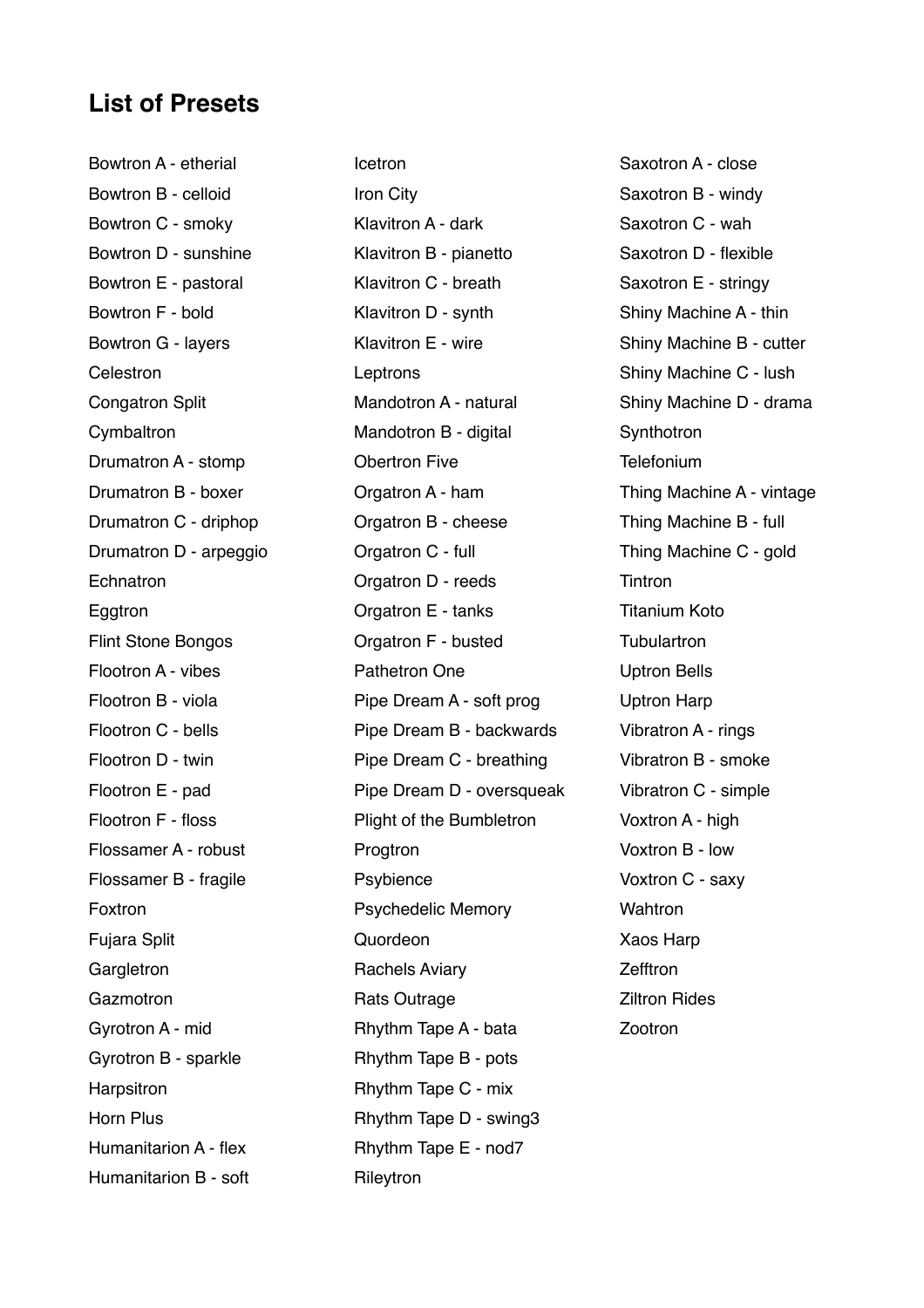## List of Presets

Bowtron A - etherial
Bowtron B - celloid
Bowtron C - smoky
Bowtron D - sunshine
Bowtron E - pastoral
Bowtron F - bold
Bowtron G - layers
Celestron
Congatron Split
Cymbaltron
Drumatron A - stomp
Drumatron B - boxer
Drumatron C - driphop
Drumatron D - arpeggio
Echnatron
Eggtron
Flint Stone Bongos
Flootron A - vibes
Flootron B - viola
Flootron C - bells
Flootron D - twin
Flootron E - pad
Flootron F - floss
Flossamer A - robust
Flossamer B - fragile
Foxtron
Fujara Split
Gargletron
Gazmotron
Gyrotron A - mid
Gyrotron B - sparkle
Harpsitron
Horn Plus
Humanitarion A - flex
Humanitarion B - soft
Icetron
Iron City
Klavitron A - dark
Klavitron B - pianetto
Klavitron C - breath
Klavitron D - synth
Klavitron E - wire
Leptrons
Mandotron A - natural
Mandotron B - digital
Obertron Five
Orgatron A - ham
Orgatron B - cheese
Orgatron C - full
Orgatron D - reeds
Orgatron E - tanks
Orgatron F - busted
Pathetron One
Pipe Dream A - soft prog
Pipe Dream B - backwards
Pipe Dream C - breathing
Pipe Dream D - oversqueak
Plight of the Bumbletron
Progtron
Psybience
Psychedelic Memory
Quordeon
Rachels Aviary
Rats Outrage
Rhythm Tape A - bata
Rhythm Tape B - pots
Rhythm Tape C - mix
Rhythm Tape D - swing3
Rhythm Tape E - nod7
Rileytron
Saxotron A - close
Saxotron B - windy
Saxotron C - wah
Saxotron D - flexible
Saxotron E - stringy
Shiny Machine A - thin
Shiny Machine B - cutter
Shiny Machine C - lush
Shiny Machine D - drama
Synthotron
Telefonium
Thing Machine A - vintage
Thing Machine B - full
Thing Machine C - gold
Tintron
Titanium Koto
Tubulartron
Uptron Bells
Uptron Harp
Vibratron A - rings
Vibratron B - smoke
Vibratron C - simple
Voxtron A - high
Voxtron B - low
Voxtron C - saxy
Wahtron
Xaos Harp
Zefftron
Ziltron Rides
Zootron